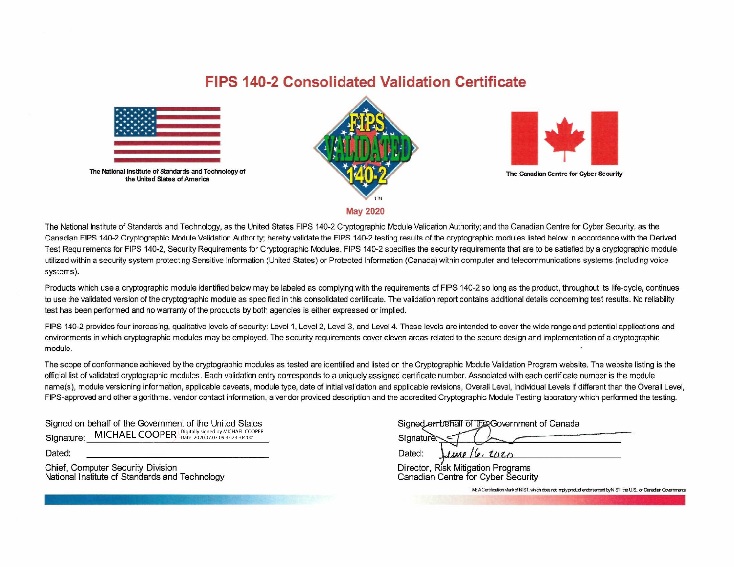# FIPS 140-2 Consolidated Validation Certificate

The National Institute of Standards and Technology of the United States of America

FIPS VALIDATED 140-2 TM

The Canadian Centre for Cyber Security

**May 2020**

The National Institute of Standards and Technology, as the United States FIPS 140-2 Cryptographic Module Validation Authority; and the Canadian Centre for Cyber Security, as the Canadian FIPS 140-2 Cryptographic Module Validation Authority; hereby validate the FIPS 140-2 testing results of the cryptographic modules listed below in accordance with the Derived Test Requirements for FIPS 140-2, Security Requirements for Cryptographic Modules. FIPS 140-2 specifies the security requirements that are to be satisfied by a cryptographic module utilized within a security system protecting Sensitive Information (United States) or Protected Information (Canada) within computer and telecommunications systems (including voice systems).

Products which use a cryptographic module identified below may be labeled as complying with the requirements of FIPS 140-2 so long as the product, throughout its life-cycle, continues to use the validated version of the cryptographic module as specified in this consolidated certificate. The validation report contains additional details concerning test results. No reliability test has been performed and no warranty of the products by both agencies is either expressed or implied.

FIPS 140-2 provides four increasing, qualitative levels of security: Level 1, Level 2, Level 3, and Level 4. These levels are intended to cover the wide range and potential applications and environments in which cryptographic modules may be employed. The security requirements cover eleven areas related to the secure design and implementation of a cryptographic module.

The scope of conformance achieved by the cryptographic modules as tested are identified and listed on the Cryptographic Module Validation Program website. The website listing is the official list of validated cryptographic modules. Each validation entry corresponds to a uniquely assigned certificate number. Associated with each certificate number is the module name(s), module versioning information, applicable caveats, module type, date of initial validation and applicable revisions, Overall Level, individual Levels if different than the Overall Level, FIPS-approved and other algorithms, vendor contact information, a vendor provided description and the accredited Cryptographic Module Testing laboratory which performed the testing.

Signed on behalf of the Government of the United States

Signature: MICHAEL COOPER (Digitally signed by MICHAEL COOPER Date: 2020.07.07 09:32:23 -04'00')

Dated:

Chief, Computer Security Division
National Institute of Standards and Technology

Signed on behalf of the Government of Canada

Signature:

Dated: June 16, 2020

Director, Risk Mitigation Programs
Canadian Centre for Cyber Security

TM: A Certification Mark of NIST, which does not imply product endorsement by NIST, the U.S., or Canadian Governments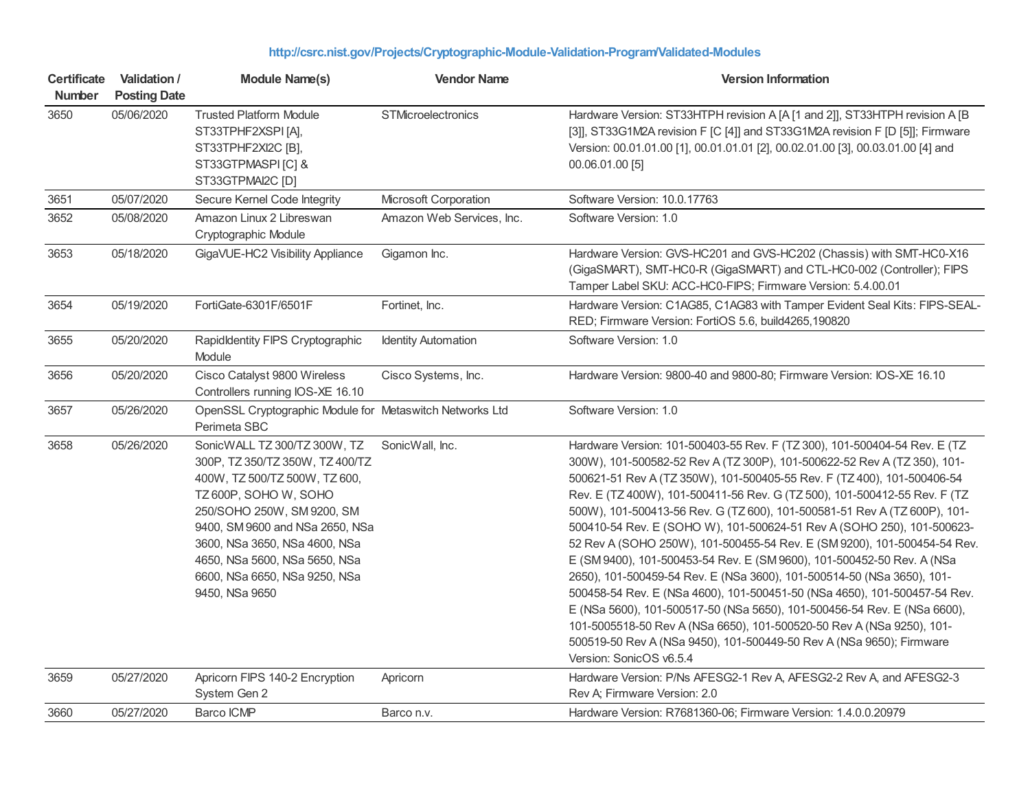http://csrc.nist.gov/Projects/Cryptographic-Module-Validation-Program/Validated-Modules

| Certificate Number | Validation / Posting Date | Module Name(s) | Vendor Name | Version Information |
|---|---|---|---|---|
| 3650 | 05/06/2020 | Trusted Platform Module ST33TPHF2XSPI [A], ST33TPHF2XI2C [B], ST33GTPMASPI [C] & ST33GTPMAI2C [D] | STMicroelectronics | Hardware Version: ST33HTPH revision A [A [1 and 2]], ST33HTPH revision A [B [3]], ST33G1M2A revision F [C [4]] and ST33G1M2A revision F [D [5]]; Firmware Version: 00.01.01.00 [1], 00.01.01.01 [2], 00.02.01.00 [3], 00.03.01.00 [4] and 00.06.01.00 [5] |
| 3651 | 05/07/2020 | Secure Kernel Code Integrity | Microsoft Corporation | Software Version: 10.0.17763 |
| 3652 | 05/08/2020 | Amazon Linux 2 Libreswan Cryptographic Module | Amazon Web Services, Inc. | Software Version: 1.0 |
| 3653 | 05/18/2020 | GigaVUE-HC2 Visibility Appliance | Gigamon Inc. | Hardware Version: GVS-HC201 and GVS-HC202 (Chassis) with SMT-HC0-X16 (GigaSMART), SMT-HC0-R (GigaSMART) and CTL-HC0-002 (Controller); FIPS Tamper Label SKU: ACC-HC0-FIPS; Firmware Version: 5.4.00.01 |
| 3654 | 05/19/2020 | FortiGate-6301F/6501F | Fortinet, Inc. | Hardware Version: C1AG85, C1AG83 with Tamper Evident Seal Kits: FIPS-SEAL-RED; Firmware Version: FortiOS 5.6, build4265,190820 |
| 3655 | 05/20/2020 | RapidIdentity FIPS Cryptographic Module | Identity Automation | Software Version: 1.0 |
| 3656 | 05/20/2020 | Cisco Catalyst 9800 Wireless Controllers running IOS-XE 16.10 | Cisco Systems, Inc. | Hardware Version: 9800-40 and 9800-80; Firmware Version: IOS-XE 16.10 |
| 3657 | 05/26/2020 | OpenSSL Cryptographic Module for Perimeta SBC | Metaswitch Networks Ltd | Software Version: 1.0 |
| 3658 | 05/26/2020 | SonicWALL TZ 300/TZ 300W, TZ 300P, TZ 350/TZ 350W, TZ 400/TZ 400W, TZ 500/TZ 500W, TZ 600, TZ 600P, SOHO W, SOHO 250/SOHO 250W, SM 9200, SM 9400, SM 9600 and NSa 2650, NSa 3600, NSa 3650, NSa 4600, NSa 4650, NSa 5600, NSa 5650, NSa 6600, NSa 6650, NSa 9250, NSa 9450, NSa 9650 | SonicWall, Inc. | Hardware Version: 101-500403-55 Rev. F (TZ 300), 101-500404-54 Rev. E (TZ 300W), 101-500582-52 Rev A (TZ 300P), 101-500622-52 Rev A (TZ 350), 101-500621-51 Rev A (TZ 350W), 101-500405-55 Rev. F (TZ 400), 101-500406-54 Rev. E (TZ 400W), 101-500411-56 Rev. G (TZ 500), 101-500412-55 Rev. F (TZ 500W), 101-500413-56 Rev. G (TZ 600), 101-500581-51 Rev A (TZ 600P), 101-500410-54 Rev. E (SOHO W), 101-500624-51 Rev A (SOHO 250), 101-500623-52 Rev A (SOHO 250W), 101-500455-54 Rev. E (SM 9200), 101-500454-54 Rev. E (SM 9400), 101-500453-54 Rev. E (SM 9600), 101-500452-50 Rev. A (NSa 2650), 101-500459-54 Rev. E (NSa 3600), 101-500514-50 (NSa 3650), 101-500458-54 Rev. E (NSa 4600), 101-500451-50 (NSa 4650), 101-500457-54 Rev. E (NSa 5600), 101-500517-50 (NSa 5650), 101-500456-54 Rev. E (NSa 6600), 101-5005518-50 Rev A (NSa 6650), 101-500520-50 Rev A (NSa 9250), 101-500519-50 Rev A (NSa 9450), 101-500449-50 Rev A (NSa 9650); Firmware Version: SonicOS v6.5.4 |
| 3659 | 05/27/2020 | Apricorn FIPS 140-2 Encryption System Gen 2 | Apricorn | Hardware Version: P/Ns AFESG2-1 Rev A, AFESG2-2 Rev A, and AFESG2-3 Rev A; Firmware Version: 2.0 |
| 3660 | 05/27/2020 | Barco ICMP | Barco n.v. | Hardware Version: R7681360-06; Firmware Version: 1.4.0.0.20979 |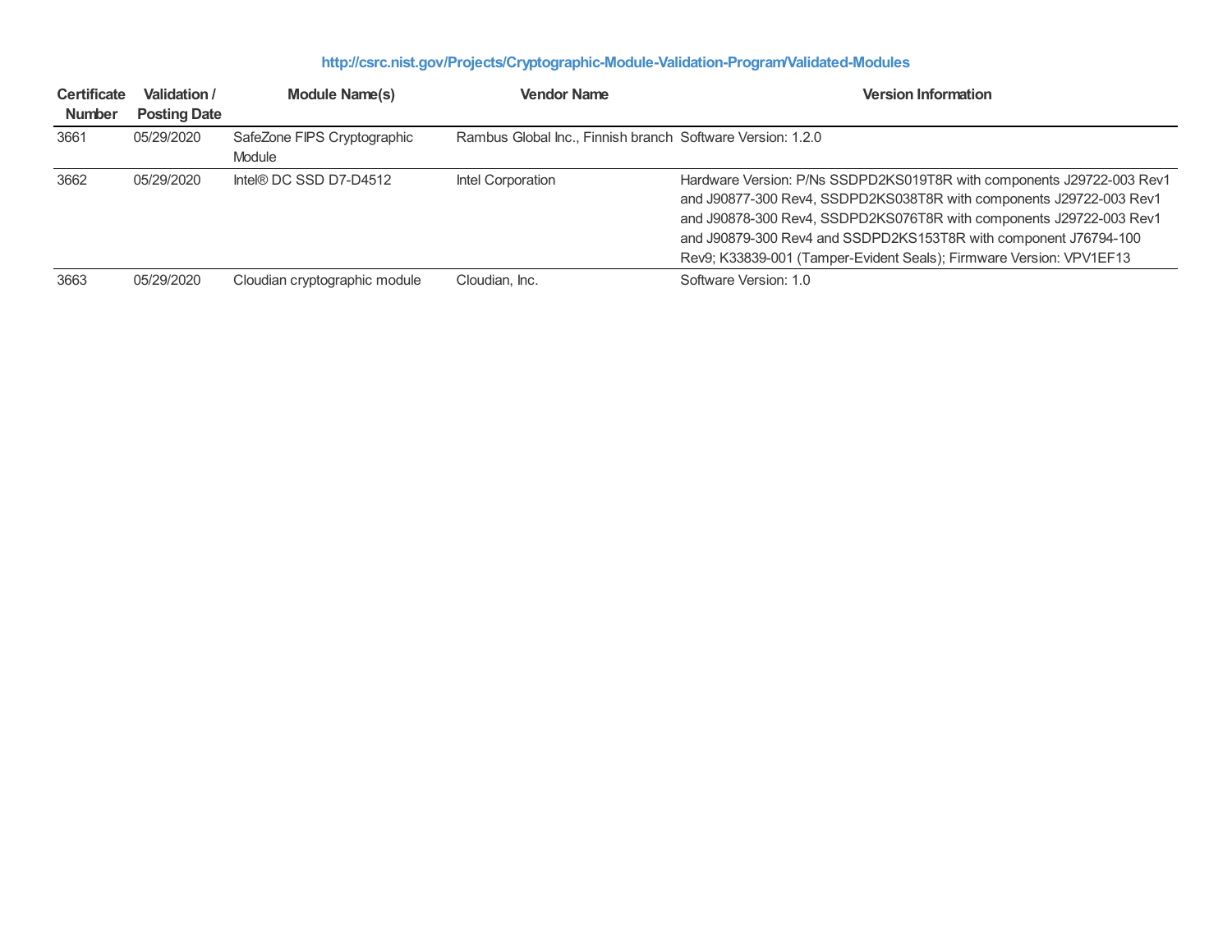http://csrc.nist.gov/Projects/Cryptographic-Module-Validation-Program/Validated-Modules

| Certificate Number | Validation / Posting Date | Module Name(s) | Vendor Name | Version Information |
|---|---|---|---|---|
| 3661 | 05/29/2020 | SafeZone FIPS Cryptographic Module | Rambus Global Inc., Finnish branch | Software Version: 1.2.0 |
| 3662 | 05/29/2020 | Intel® DC SSD D7-D4512 | Intel Corporation | Hardware Version: P/Ns SSDPD2KS019T8R with components J29722-003 Rev1 and J90877-300 Rev4, SSDPD2KS038T8R with components J29722-003 Rev1 and J90878-300 Rev4, SSDPD2KS076T8R with components J29722-003 Rev1 and J90879-300 Rev4 and SSDPD2KS153T8R with component J76794-100 Rev9; K33839-001 (Tamper-Evident Seals); Firmware Version: VPV1EF13 |
| 3663 | 05/29/2020 | Cloudian cryptographic module | Cloudian, Inc. | Software Version: 1.0 |